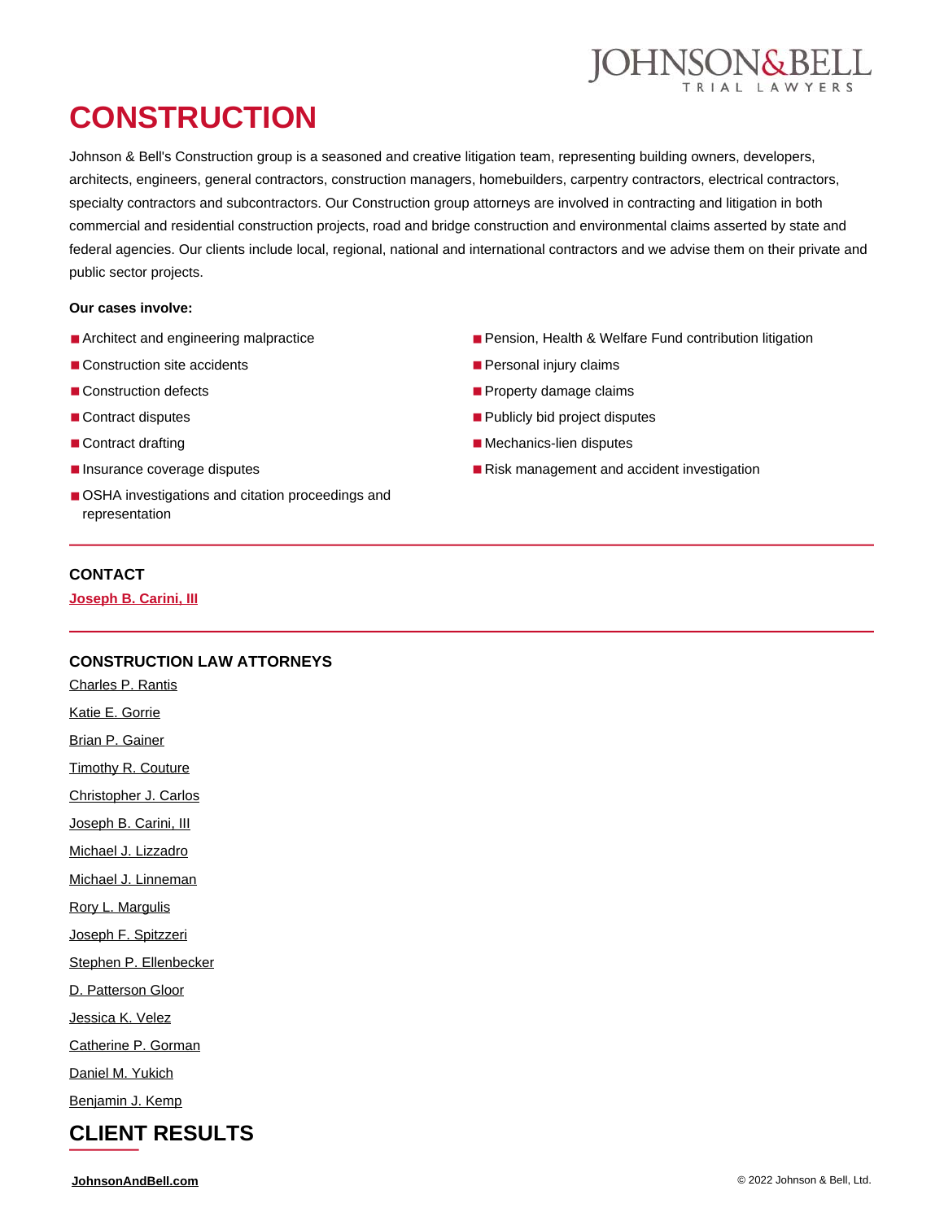# CONSTRUCTION

Johnson & Bell's Construction group is a seasoned and creative litigation team, representing building owners, developers, architects, engineers, general contractors, construction managers, homebuilders, carpentry contractors, electrical contractors, specialty contractors and subcontractors. Our Construction group attorneys are involved in contracting and litigation in both commercial and residential construction projects, road and bridge construction and environmental claims asserted by state and federal agencies. Our clients include local, regional, national and international contractors and we advise them on their private and public sector projects.

**Our cases involve:**

- Architect and engineering malpractice
- Construction site accidents
- Construction defects
- Contract disputes
- Contract drafting
- Insurance coverage disputes
- OSHA investigations and citation proceedings and representation
- Pension, Health & Welfare Fund contribution litigation
- Personal injury claims
- Property damage claims
- Publicly bid project disputes
- Mechanics-lien disputes
- Risk management and accident investigation

### CONTACT

Joseph B. Carini, III

### CONSTRUCTION LAW ATTORNEYS

Charles P. Rantis

Katie E. Gorrie

Brian P. Gainer

Timothy R. Couture

Christopher J. Carlos

Joseph B. Carini, III

Michael J. Lizzadro

Michael J. Linneman

Rory L. Margulis

Joseph F. Spitzzeri

Stephen P. Ellenbecker

D. Patterson Gloor

Jessica K. Velez

Catherine P. Gorman

Daniel M. Yukich

Benjamin J. Kemp

## CLIENT RESULTS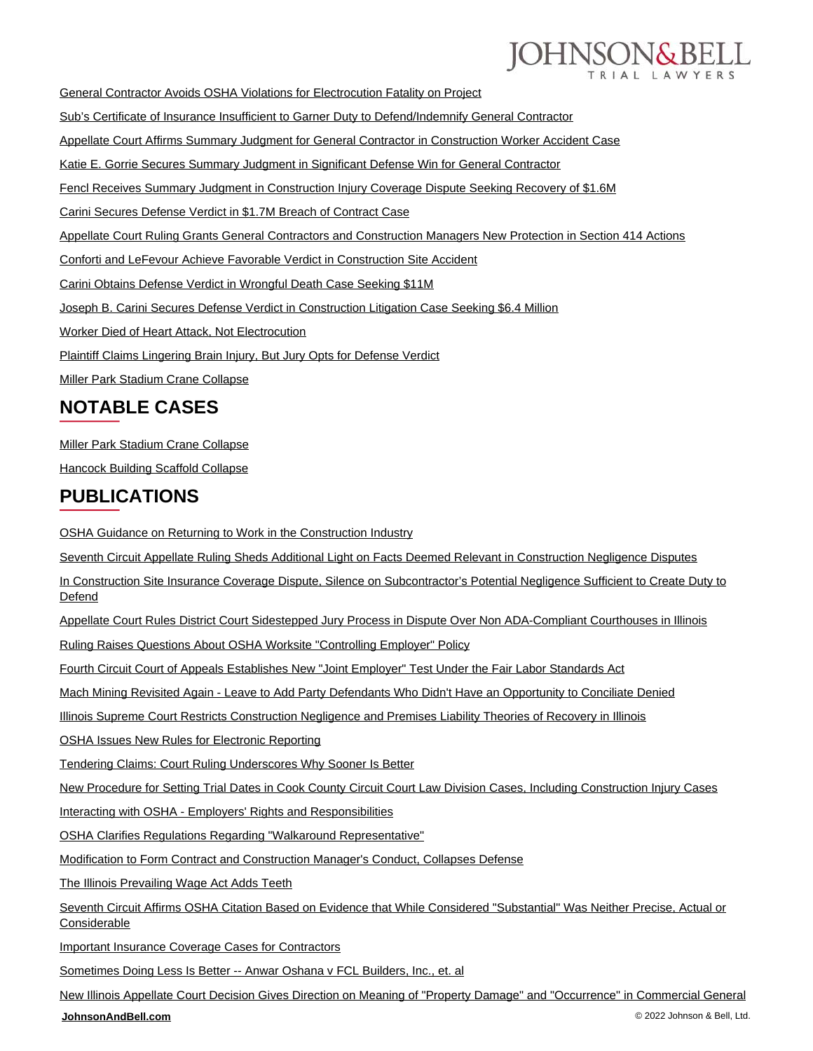General Contractor Avoids OSHA Violations for Electrocution Fatality on Project

Sub's Certificate of Insurance Insufficient to Garner Duty to Defend/Indemnify General Contractor

Appellate Court Affirms Summary Judgment for General Contractor in Construction Worker Accident Case

Katie E. Gorrie Secures Summary Judgment in Significant Defense Win for General Contractor

Fencl Receives Summary Judgment in Construction Injury Coverage Dispute Seeking Recovery of $1.6M

Carini Secures Defense Verdict in $1.7M Breach of Contract Case

Appellate Court Ruling Grants General Contractors and Construction Managers New Protection in Section 414 Actions

Conforti and LeFevour Achieve Favorable Verdict in Construction Site Accident

Carini Obtains Defense Verdict in Wrongful Death Case Seeking $11M

Joseph B. Carini Secures Defense Verdict in Construction Litigation Case Seeking $6.4 Million

Worker Died of Heart Attack, Not Electrocution

Plaintiff Claims Lingering Brain Injury, But Jury Opts for Defense Verdict

Miller Park Stadium Crane Collapse

## NOTABLE CASES

Miller Park Stadium Crane Collapse

Hancock Building Scaffold Collapse

## PUBLICATIONS

OSHA Guidance on Returning to Work in the Construction Industry

Seventh Circuit Appellate Ruling Sheds Additional Light on Facts Deemed Relevant in Construction Negligence Disputes

In Construction Site Insurance Coverage Dispute, Silence on Subcontractor's Potential Negligence Sufficient to Create Duty to Defend

Appellate Court Rules District Court Sidestepped Jury Process in Dispute Over Non ADA-Compliant Courthouses in Illinois

Ruling Raises Questions About OSHA Worksite "Controlling Employer" Policy

Fourth Circuit Court of Appeals Establishes New "Joint Employer" Test Under the Fair Labor Standards Act

Mach Mining Revisited Again - Leave to Add Party Defendants Who Didn't Have an Opportunity to Conciliate Denied

Illinois Supreme Court Restricts Construction Negligence and Premises Liability Theories of Recovery in Illinois

OSHA Issues New Rules for Electronic Reporting

Tendering Claims: Court Ruling Underscores Why Sooner Is Better

New Procedure for Setting Trial Dates in Cook County Circuit Court Law Division Cases, Including Construction Injury Cases

Interacting with OSHA - Employers' Rights and Responsibilities

OSHA Clarifies Regulations Regarding "Walkaround Representative"

Modification to Form Contract and Construction Manager's Conduct, Collapses Defense

The Illinois Prevailing Wage Act Adds Teeth

Seventh Circuit Affirms OSHA Citation Based on Evidence that While Considered "Substantial" Was Neither Precise, Actual or Considerable

Important Insurance Coverage Cases for Contractors

Sometimes Doing Less Is Better -- Anwar Oshana v FCL Builders, Inc., et. al

New Illinois Appellate Court Decision Gives Direction on Meaning of "Property Damage" and "Occurrence" in Commercial General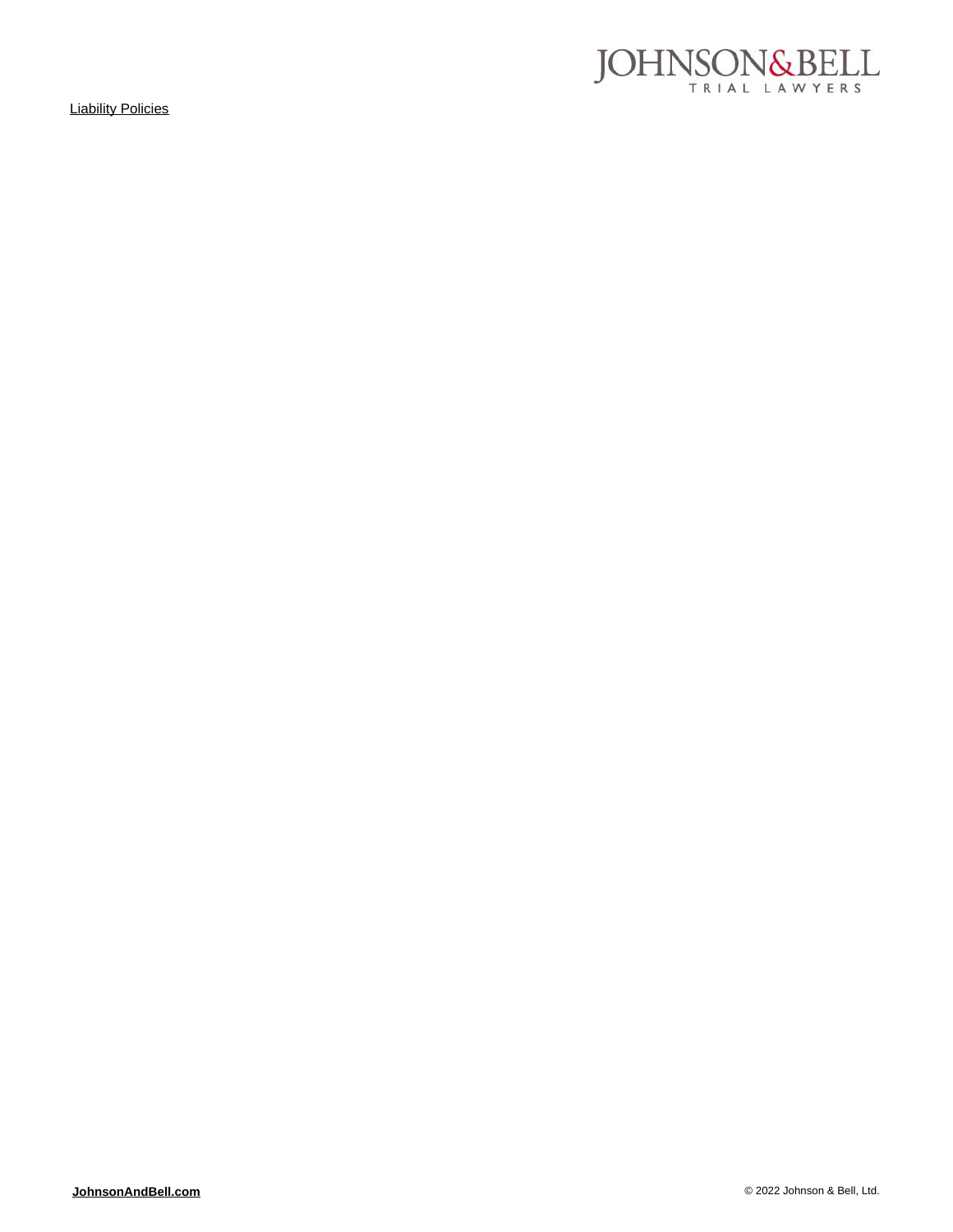Liability Policies